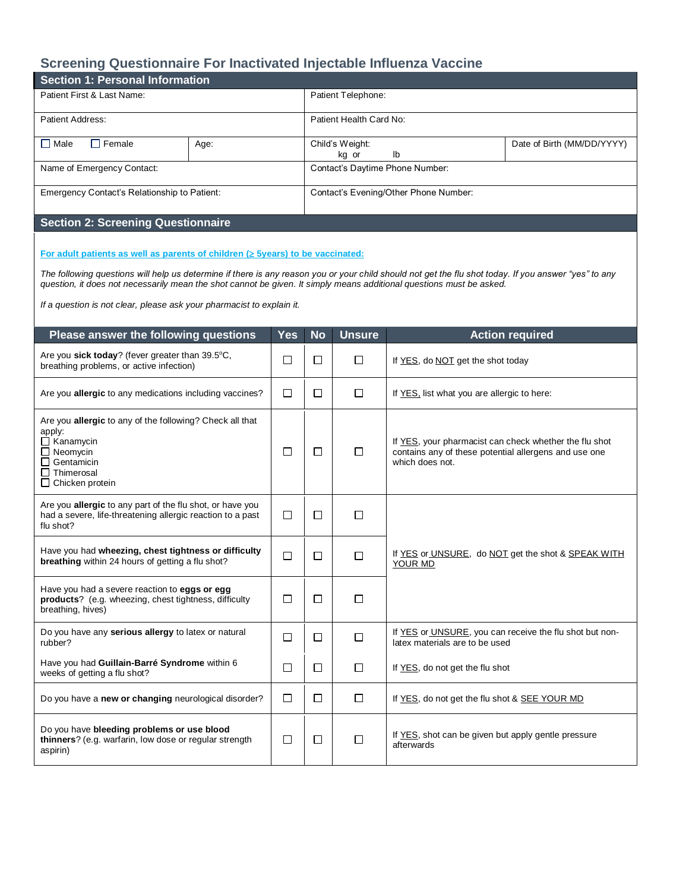# Screening Questionnaire For Inactivated Injectable Influenza Vaccine

## Section 1: Personal Information

| | | | |
|---|---|---|---|
| Patient First & Last Name: | | Patient Telephone: | |
| Patient Address: | | Patient Health Card No: | |
| ☐ Male ☐ Female | Age: | Child's Weight: kg or lb | Date of Birth (MM/DD/YYYY) |
| Name of Emergency Contact: | | Contact's Daytime Phone Number: | |
| Emergency Contact's Relationship to Patient: | | Contact's Evening/Other Phone Number: | |

## Section 2: Screening Questionnaire

**For adult patients as well as parents of children (≥ 5years) to be vaccinated:**

*The following questions will help us determine if there is any reason you or your child should not get the flu shot today. If you answer "yes" to any question, it does not necessarily mean the shot cannot be given. It simply means additional questions must be asked.*

*If a question is not clear, please ask your pharmacist to explain it.*

| Please answer the following questions | Yes | No | Unsure | Action required |
|---|---|---|---|---|
| Are you **sick today**? (fever greater than 39.5°C, breathing problems, or active infection) | ☐ | ☐ | ☐ | If YES, do NOT get the shot today |
| Are you **allergic** to any medications including vaccines? | ☐ | ☐ | ☐ | If YES, list what you are allergic to here: |
| Are you **allergic** to any of the following? Check all that apply: ☐ Kanamycin ☐ Neomycin ☐ Gentamicin ☐ Thimerosal ☐ Chicken protein | ☐ | ☐ | ☐ | If YES, your pharmacist can check whether the flu shot contains any of these potential allergens and use one which does not. |
| Are you **allergic** to any part of the flu shot, or have you had a severe, life-threatening allergic reaction to a past flu shot? | ☐ | ☐ | ☐ | If YES or UNSURE, do NOT get the shot & SPEAK WITH YOUR MD |
| Have you had **wheezing, chest tightness or difficulty breathing** within 24 hours of getting a flu shot? | ☐ | ☐ | ☐ | |
| Have you had a severe reaction to **eggs or egg products**? (e.g. wheezing, chest tightness, difficulty breathing, hives) | ☐ | ☐ | ☐ | |
| Do you have any **serious allergy** to latex or natural rubber? | ☐ | ☐ | ☐ | If YES or UNSURE, you can receive the flu shot but non-latex materials are to be used |
| Have you had **Guillain-Barré Syndrome** within 6 weeks of getting a flu shot? | ☐ | ☐ | ☐ | If YES, do not get the flu shot |
| Do you have a **new or changing** neurological disorder? | ☐ | ☐ | ☐ | If YES, do not get the flu shot & SEE YOUR MD |
| Do you have **bleeding problems or use blood thinners**? (e.g. warfarin, low dose or regular strength aspirin) | ☐ | ☐ | ☐ | If YES, shot can be given but apply gentle pressure afterwards |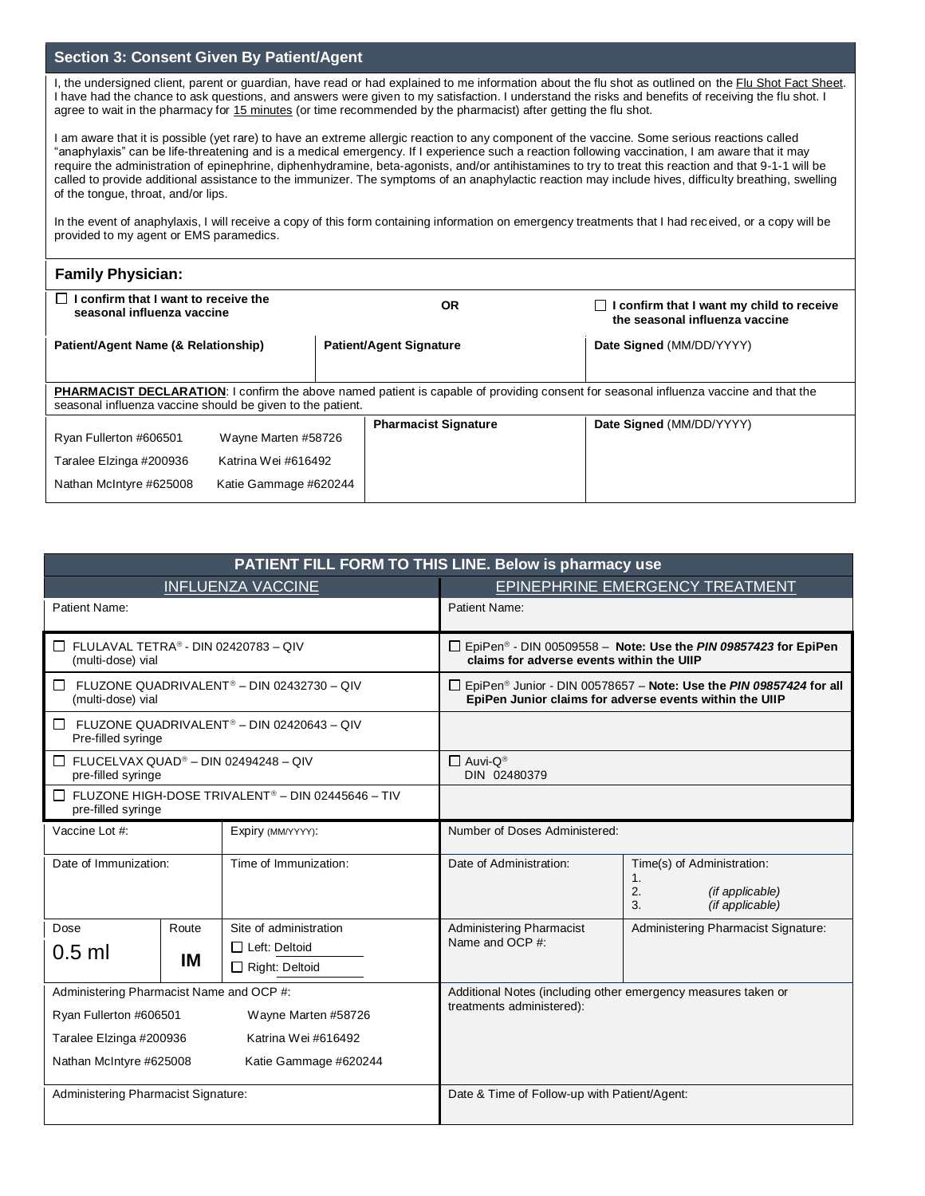## Section 3: Consent Given By Patient/Agent

I, the undersigned client, parent or guardian, have read or had explained to me information about the flu shot as outlined on the Flu Shot Fact Sheet. I have had the chance to ask questions, and answers were given to my satisfaction. I understand the risks and benefits of receiving the flu shot. I agree to wait in the pharmacy for 15 minutes (or time recommended by the pharmacist) after getting the flu shot.

I am aware that it is possible (yet rare) to have an extreme allergic reaction to any component of the vaccine. Some serious reactions called "anaphylaxis" can be life-threatening and is a medical emergency. If I experience such a reaction following vaccination, I am aware that it may require the administration of epinephrine, diphenhydramine, beta-agonists, and/or antihistamines to try to treat this reaction and that 9-1-1 will be called to provide additional assistance to the immunizer. The symptoms of an anaphylactic reaction may include hives, difficulty breathing, swelling of the tongue, throat, and/or lips.

In the event of anaphylaxis, I will receive a copy of this form containing information on emergency treatments that I had received, or a copy will be provided to my agent or EMS paramedics.

**Family Physician:**

| ☐ **I confirm that I want to receive the seasonal influenza vaccine** | **OR** | ☐ **I confirm that I want my child to receive the seasonal influenza vaccine** |
|---|---|---|
| **Patient/Agent Name (& Relationship)** | **Patient/Agent Signature** | **Date Signed** (MM/DD/YYYY) |

**PHARMACIST DECLARATION**: I confirm the above named patient is capable of providing consent for seasonal influenza vaccine and that the seasonal influenza vaccine should be given to the patient.

| | | **Pharmacist Signature** | **Date Signed** (MM/DD/YYYY) |
|---|---|---|---|
| Ryan Fullerton #606501 | Wayne Marten #58726 | | |
| Taralee Elzinga #200936 | Katrina Wei #616492 | | |
| Nathan McIntyre #625008 | Katie Gammage #620244 | | |

## PATIENT FILL FORM TO THIS LINE. Below is pharmacy use

| INFLUENZA VACCINE | | | EPINEPHRINE EMERGENCY TREATMENT | |
|---|---|---|---|---|
| Patient Name: | | | Patient Name: | |
| ☐ FLULAVAL TETRA® - DIN 02420783 – QIV (multi-dose) vial | | | ☐ EpiPen® - DIN 00509558 – **Note: Use the *PIN 09857423* for EpiPen claims for adverse events within the UIIP** | |
| ☐ FLUZONE QUADRIVALENT® – DIN 02432730 – QIV (multi-dose) vial | | | ☐ EpiPen® Junior - DIN 00578657 – **Note: Use the *PIN 09857424* for all EpiPen Junior claims for adverse events within the UIIP** | |
| ☐ FLUZONE QUADRIVALENT® – DIN 02420643 – QIV Pre-filled syringe | | | | |
| ☐ FLUCELVAX QUAD® – DIN 02494248 – QIV pre-filled syringe | | | ☐ Auvi-Q® DIN 02480379 | |
| ☐ FLUZONE HIGH-DOSE TRIVALENT® – DIN 02445646 – TIV pre-filled syringe | | | | |
| Vaccine Lot #: | | Expiry (MM/YYYY): | Number of Doses Administered: | |
| Date of Immunization: | | Time of Immunization: | Date of Administration: | Time(s) of Administration: 1. 2. *(if applicable)* 3. *(if applicable)* |
| Dose 0.5 ml | Route **IM** | Site of administration ☐ Left: Deltoid ☐ Right: Deltoid | Administering Pharmacist Name and OCP #: | Administering Pharmacist Signature: |
| Administering Pharmacist Name and OCP #: Ryan Fullerton #606501, Wayne Marten #58726, Taralee Elzinga #200936, Katrina Wei #616492, Nathan McIntyre #625008, Katie Gammage #620244 | | | Additional Notes (including other emergency measures taken or treatments administered): | |
| Administering Pharmacist Signature: | | | Date & Time of Follow-up with Patient/Agent: | |